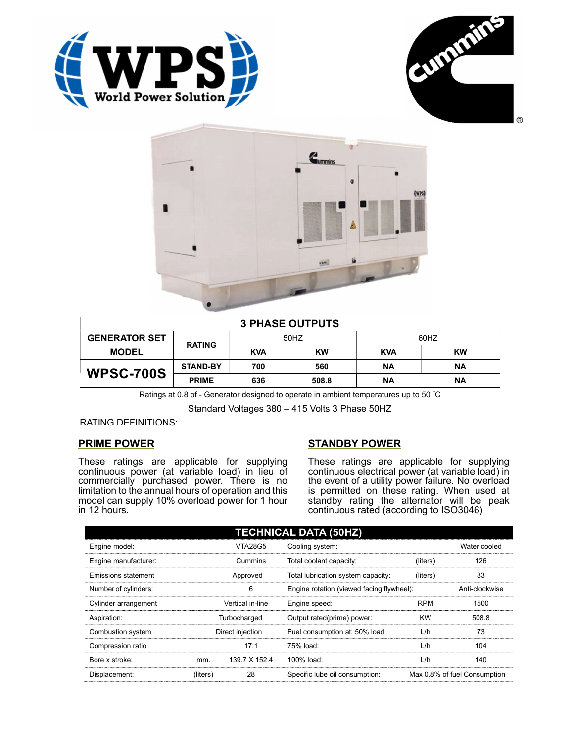| 3 PHASE OUTPUTS | | | | | |
|---|---|---|---|---|---|
| **GENERATOR SET MODEL** | **RATING** | 50HZ | | 60HZ | |
| | | **KVA** | **KW** | **KVA** | **KW** |
| **WPSC-700S** | **STAND-BY** | **700** | **560** | **NA** | **NA** |
| | **PRIME** | **636** | **508.8** | **NA** | **NA** |

Ratings at 0.8 pf - Generator designed to operate in ambient temperatures up to 50 ˚C

Standard Voltages 380 – 415 Volts 3 Phase 50HZ

RATING DEFINITIONS:

## PRIME POWER

These ratings are applicable for supplying continuous power (at variable load) in lieu of commercially purchased power. There is no limitation to the annual hours of operation and this model can supply 10% overload power for 1 hour in 12 hours.

## STANDBY POWER

These ratings are applicable for supplying continuous electrical power (at variable load) in the event of a utility power failure. No overload is permitted on these rating. When used at standby rating the alternator will be peak continuous rated (according to ISO3046)

| TECHNICAL DATA (50HZ) | | | | | |
|---|---|---|---|---|---|
| Engine model: | | VTA28G5 | Cooling system: | | Water cooled |
| Engine manufacturer: | | Cummins | Total coolant capacity: | (liters) | 126 |
| Emissions statement | | Approved | Total lubrication system capacity: | (liters) | 83 |
| Number of cylinders: | | 6 | Engine rotation (viewed facing flywheel): | | Anti-clockwise |
| Cylinder arrangement | | Vertical in-line | Engine speed: | RPM | 1500 |
| Aspiration: | | Turbocharged | Output rated(prime) power: | KW | 508.8 |
| Combustion system | | Direct injection | Fuel consumption at: 50% load | L/h | 73 |
| Compression ratio | | 17:1 | 75% load: | L/h | 104 |
| Bore x stroke: | mm. | 139.7 X 152.4 | 100% load: | L/h | 140 |
| Displacement: | (liters) | 28 | Specific lube oil consumption: | | Max 0.8% of fuel Consumption |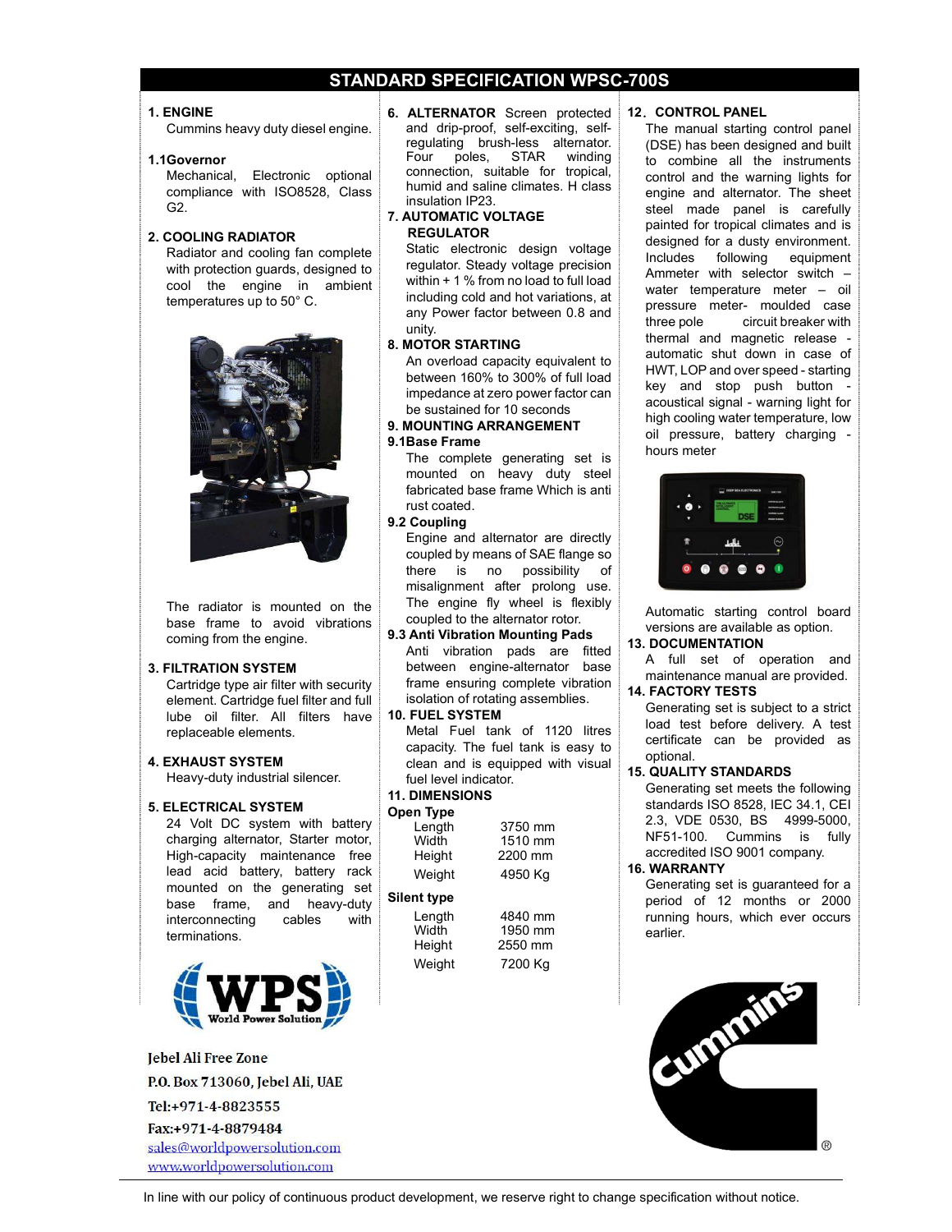# STANDARD SPECIFICATION WPSC-700S

### 1. ENGINE

Cummins heavy duty diesel engine.

### 1.1Governor

Mechanical, Electronic optional compliance with ISO8528, Class G2.

### 2. COOLING RADIATOR

Radiator and cooling fan complete with protection guards, designed to cool the engine in ambient temperatures up to 50° C.

The radiator is mounted on the base frame to avoid vibrations coming from the engine.

### 3. FILTRATION SYSTEM

Cartridge type air filter with security element. Cartridge fuel filter and full lube oil filter. All filters have replaceable elements.

### 4. EXHAUST SYSTEM

Heavy-duty industrial silencer.

### 5. ELECTRICAL SYSTEM

24 Volt DC system with battery charging alternator, Starter motor, High-capacity maintenance free lead acid battery, battery rack mounted on the generating set base frame, and heavy-duty interconnecting cables with terminations.

### 6. ALTERNATOR

Screen protected and drip-proof, self-exciting, self-regulating brush-less alternator. Four poles, STAR winding connection, suitable for tropical, humid and saline climates. H class insulation IP23.

### 7. AUTOMATIC VOLTAGE REGULATOR

Static electronic design voltage regulator. Steady voltage precision within + 1 % from no load to full load including cold and hot variations, at any Power factor between 0.8 and unity.

### 8. MOTOR STARTING

An overload capacity equivalent to between 160% to 300% of full load impedance at zero power factor can be sustained for 10 seconds

### 9. MOUNTING ARRANGEMENT

### 9.1Base Frame

The complete generating set is mounted on heavy duty steel fabricated base frame Which is anti rust coated.

### 9.2 Coupling

Engine and alternator are directly coupled by means of SAE flange so there is no possibility of misalignment after prolong use. The engine fly wheel is flexibly coupled to the alternator rotor.

### 9.3 Anti Vibration Mounting Pads

Anti vibration pads are fitted between engine-alternator base frame ensuring complete vibration isolation of rotating assemblies.

### 10. FUEL SYSTEM

Metal Fuel tank of 1120 litres capacity. The fuel tank is easy to clean and is equipped with visual fuel level indicator.

### 11. DIMENSIONS

**Open Type**

| | |
|---|---|
| Length | 3750 mm |
| Width | 1510 mm |
| Height | 2200 mm |
| Weight | 4950 Kg |

**Silent type**

| | |
|---|---|
| Length | 4840 mm |
| Width | 1950 mm |
| Height | 2550 mm |
| Weight | 7200 Kg |

### 12. CONTROL PANEL

The manual starting control panel (DSE) has been designed and built to combine all the instruments control and the warning lights for engine and alternator. The sheet steel made panel is carefully painted for tropical climates and is designed for a dusty environment. Includes following equipment Ammeter with selector switch – water temperature meter – oil pressure meter- moulded case three pole circuit breaker with thermal and magnetic release - automatic shut down in case of HWT, LOP and over speed - starting key and stop push button - acoustical signal - warning light for high cooling water temperature, low oil pressure, battery charging - hours meter

Automatic starting control board versions are available as option.

### 13. DOCUMENTATION

A full set of operation and maintenance manual are provided.

### 14. FACTORY TESTS

Generating set is subject to a strict load test before delivery. A test certificate can be provided as optional.

### 15. QUALITY STANDARDS

Generating set meets the following standards ISO 8528, IEC 34.1, CEI 2.3, VDE 0530, BS 4999-5000, NF51-100. Cummins is fully accredited ISO 9001 company.

### 16. WARRANTY

Generating set is guaranteed for a period of 12 months or 2000 running hours, which ever occurs earlier.

WPS World Power Solution

Jebel Ali Free Zone
P.O. Box 713060, Jebel Ali, UAE
Tel:+971-4-8823555
Fax:+971-4-8879484
sales@worldpowersolution.com
www.worldpowersolution.com

Cummins®

In line with our policy of continuous product development, we reserve right to change specification without notice.